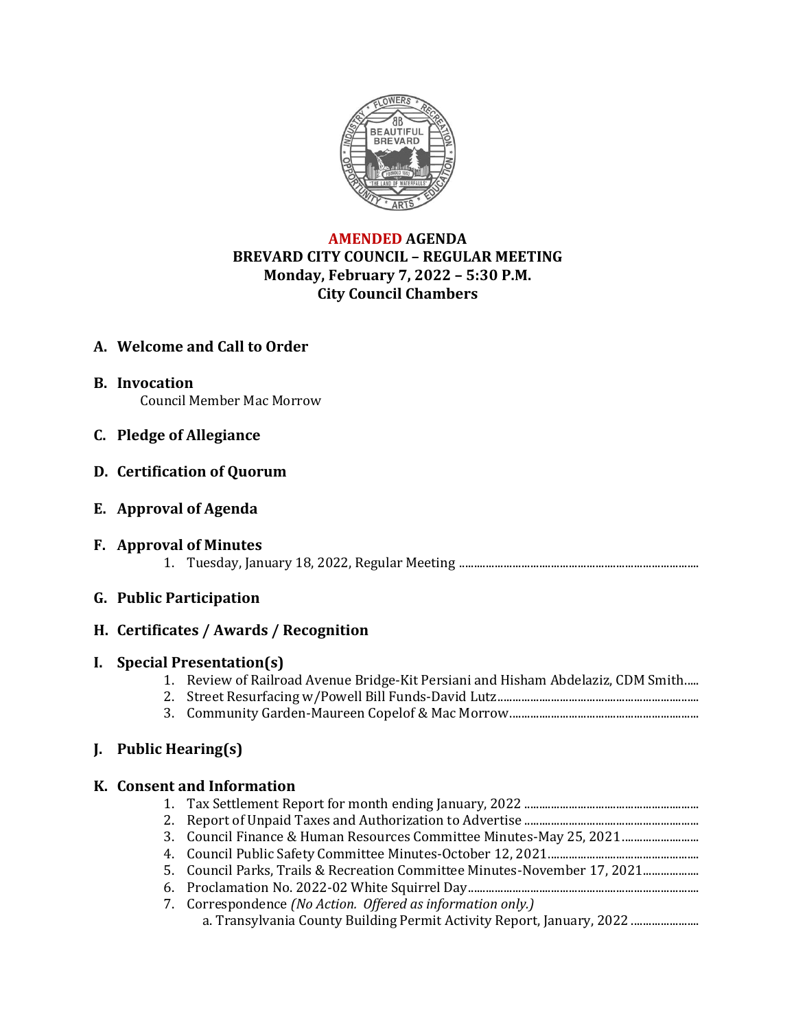**AMENDED AGENDA**
**BREVARD CITY COUNCIL – REGULAR MEETING**
**Monday, February 7, 2022 – 5:30 P.M.**
**City Council Chambers**

## A. Welcome and Call to Order

## B. Invocation

Council Member Mac Morrow

## C. Pledge of Allegiance

## D. Certification of Quorum

## E. Approval of Agenda

## F. Approval of Minutes

1. Tuesday, January 18, 2022, Regular Meeting

## G. Public Participation

## H. Certificates / Awards / Recognition

## I. Special Presentation(s)

1. Review of Railroad Avenue Bridge-Kit Persiani and Hisham Abdelaziz, CDM Smith
2. Street Resurfacing w/Powell Bill Funds-David Lutz
3. Community Garden-Maureen Copelof & Mac Morrow

## J. Public Hearing(s)

## K. Consent and Information

1. Tax Settlement Report for month ending January, 2022
2. Report of Unpaid Taxes and Authorization to Advertise
3. Council Finance & Human Resources Committee Minutes-May 25, 2021
4. Council Public Safety Committee Minutes-October 12, 2021
5. Council Parks, Trails & Recreation Committee Minutes-November 17, 2021
6. Proclamation No. 2022-02 White Squirrel Day
7. Correspondence *(No Action. Offered as information only.)*
   a. Transylvania County Building Permit Activity Report, January, 2022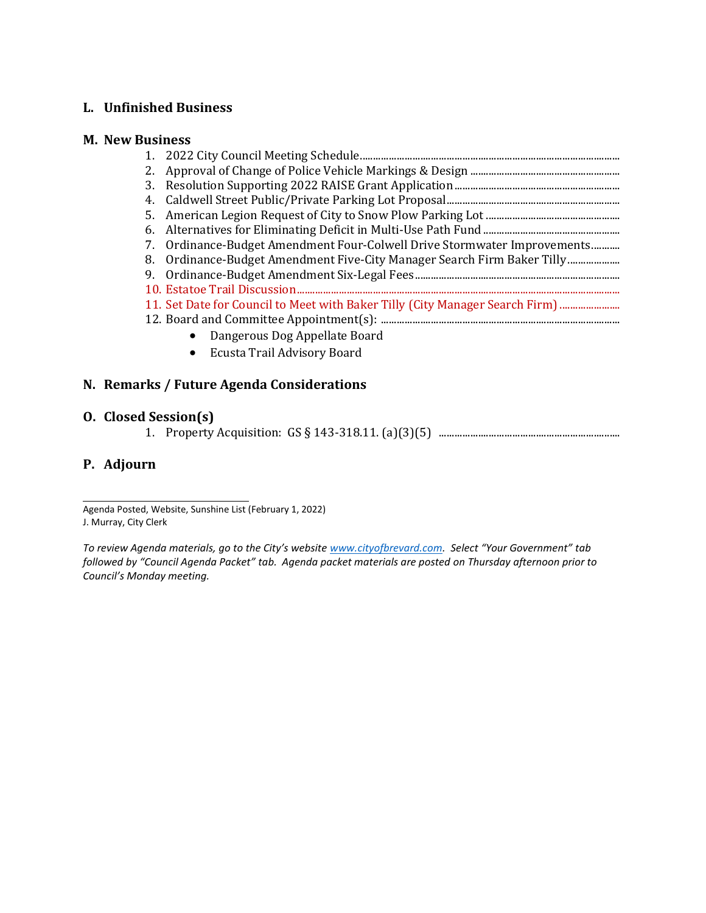## L. Unfinished Business

## M. New Business

1. 2022 City Council Meeting Schedule
2. Approval of Change of Police Vehicle Markings & Design
3. Resolution Supporting 2022 RAISE Grant Application
4. Caldwell Street Public/Private Parking Lot Proposal
5. American Legion Request of City to Snow Plow Parking Lot
6. Alternatives for Eliminating Deficit in Multi-Use Path Fund
7. Ordinance-Budget Amendment Four-Colwell Drive Stormwater Improvements
8. Ordinance-Budget Amendment Five-City Manager Search Firm Baker Tilly
9. Ordinance-Budget Amendment Six-Legal Fees
10. Estatoe Trail Discussion
11. Set Date for Council to Meet with Baker Tilly (City Manager Search Firm)
12. Board and Committee Appointment(s):
    - Dangerous Dog Appellate Board
    - Ecusta Trail Advisory Board

## N. Remarks / Future Agenda Considerations

## O. Closed Session(s)

1. Property Acquisition: GS § 143-318.11. (a)(3)(5)

## P. Adjourn

---

Agenda Posted, Website, Sunshine List (February 1, 2022)
J. Murray, City Clerk

*To review Agenda materials, go to the City's website [www.cityofbrevard.com](http://www.cityofbrevard.com). Select "Your Government" tab followed by "Council Agenda Packet" tab. Agenda packet materials are posted on Thursday afternoon prior to Council's Monday meeting.*